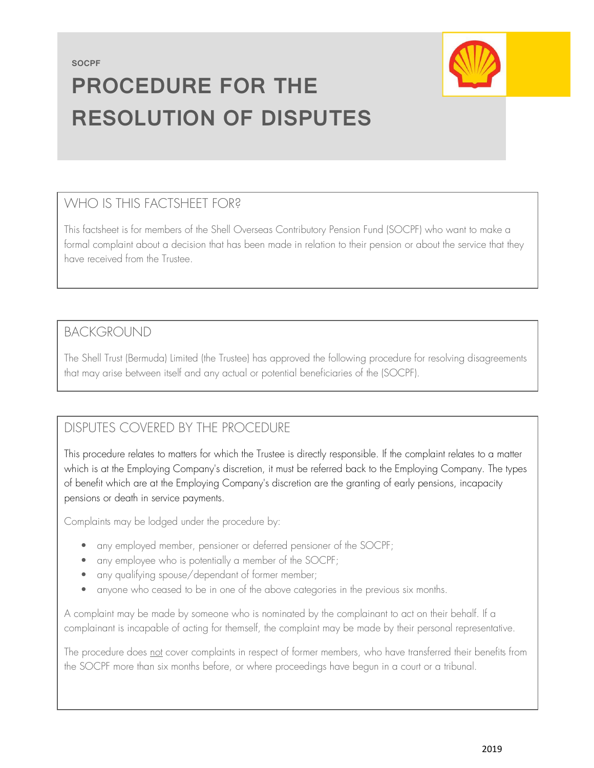SOCPF

# PROCEDURE FOR THE RESOLUTION OF DISPUTES

## WHO IS THIS FACTSHEET FOR?

This factsheet is for members of the Shell Overseas Contributory Pension Fund (SOCPF) who want to make a formal complaint about a decision that has been made in relation to their pension or about the service that they have received from the Trustee.

## BACKGROUND

The Shell Trust (Bermuda) Limited (the Trustee) has approved the following procedure for resolving disagreements that may arise between itself and any actual or potential beneficiaries of the (SOCPF).

## DISPUTES COVERED BY THE PROCEDURE

This procedure relates to matters for which the Trustee is directly responsible. If the complaint relates to a matter which is at the Employing Company's discretion, it must be referred back to the Employing Company. The types of benefit which are at the Employing Company's discretion are the granting of early pensions, incapacity pensions or death in service payments.

Complaints may be lodged under the procedure by:

- any employed member, pensioner or deferred pensioner of the SOCPF;
- any employee who is potentially a member of the SOCPF;
- any qualifying spouse/dependant of former member;
- anyone who ceased to be in one of the above categories in the previous six months.

A complaint may be made by someone who is nominated by the complainant to act on their behalf. If a complainant is incapable of acting for themself, the complaint may be made by their personal representative.

The procedure does not cover complaints in respect of former members, who have transferred their benefits from the SOCPF more than six months before, or where proceedings have begun in a court or a tribunal.

2019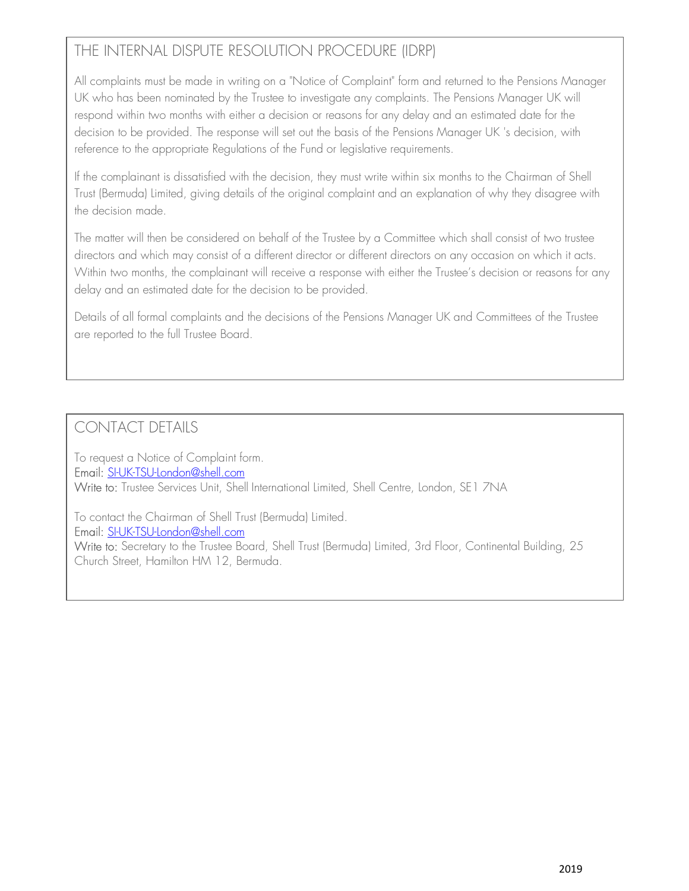## THE INTERNAL DISPUTE RESOLUTION PROCEDURE (IDRP)

All complaints must be made in writing on a "Notice of Complaint" form and returned to the Pensions Manager UK who has been nominated by the Trustee to investigate any complaints. The Pensions Manager UK will respond within two months with either a decision or reasons for any delay and an estimated date for the decision to be provided. The response will set out the basis of the Pensions Manager UK 's decision, with reference to the appropriate Regulations of the Fund or legislative requirements.

If the complainant is dissatisfied with the decision, they must write within six months to the Chairman of Shell Trust (Bermuda) Limited, giving details of the original complaint and an explanation of why they disagree with the decision made.

The matter will then be considered on behalf of the Trustee by a Committee which shall consist of two trustee directors and which may consist of a different director or different directors on any occasion on which it acts. Within two months, the complainant will receive a response with either the Trustee's decision or reasons for any delay and an estimated date for the decision to be provided.

Details of all formal complaints and the decisions of the Pensions Manager UK and Committees of the Trustee are reported to the full Trustee Board.

## CONTACT DETAILS

To request a Notice of Complaint form.
Email: SI-UK-TSU-London@shell.com
Write to: Trustee Services Unit, Shell International Limited, Shell Centre, London, SE1 7NA

To contact the Chairman of Shell Trust (Bermuda) Limited.
Email: SI-UK-TSU-London@shell.com
Write to: Secretary to the Trustee Board, Shell Trust (Bermuda) Limited, 3rd Floor, Continental Building, 25 Church Street, Hamilton HM 12, Bermuda.

2019